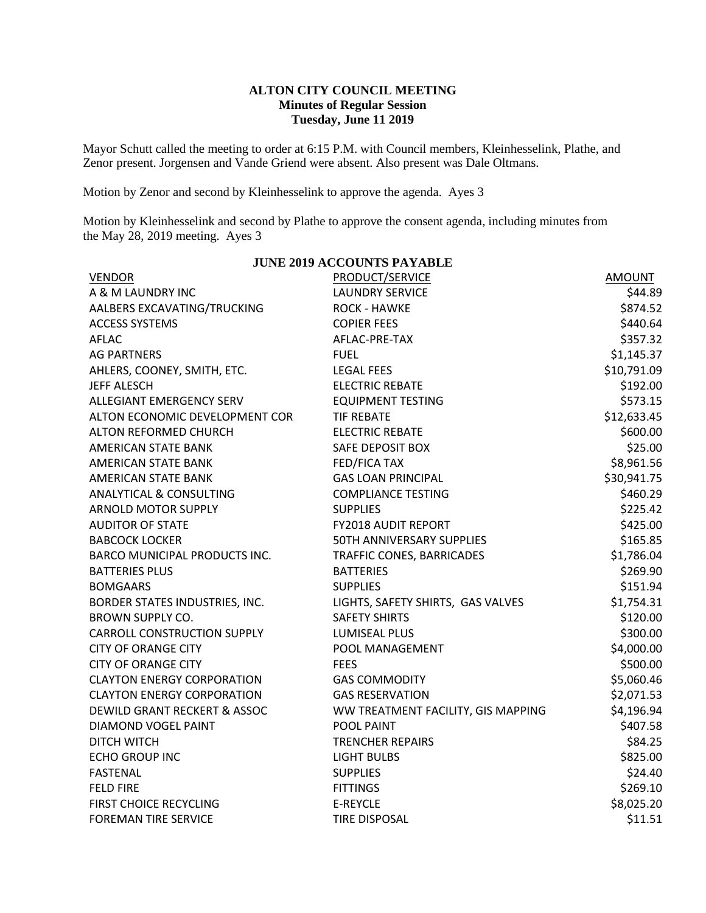**ALTON CITY COUNCIL MEETING**
**Minutes of Regular Session**
**Tuesday, June 11 2019**

Mayor Schutt called the meeting to order at 6:15 P.M. with Council members, Kleinhesselink, Plathe, and Zenor present. Jorgensen and Vande Griend were absent. Also present was Dale Oltmans.

Motion by Zenor and second by Kleinhesselink to approve the agenda. Ayes 3

Motion by Kleinhesselink and second by Plathe to approve the consent agenda, including minutes from the May 28, 2019 meeting. Ayes 3

**JUNE 2019 ACCOUNTS PAYABLE**

| VENDOR | PRODUCT/SERVICE | AMOUNT |
|---|---|---|
| A & M LAUNDRY INC | LAUNDRY SERVICE | $44.89 |
| AALBERS EXCAVATING/TRUCKING | ROCK - HAWKE | $874.52 |
| ACCESS SYSTEMS | COPIER FEES | $440.64 |
| AFLAC | AFLAC-PRE-TAX | $357.32 |
| AG PARTNERS | FUEL | $1,145.37 |
| AHLERS, COONEY, SMITH, ETC. | LEGAL FEES | $10,791.09 |
| JEFF ALESCH | ELECTRIC REBATE | $192.00 |
| ALLEGIANT EMERGENCY SERV | EQUIPMENT TESTING | $573.15 |
| ALTON ECONOMIC DEVELOPMENT COR | TIF REBATE | $12,633.45 |
| ALTON REFORMED CHURCH | ELECTRIC REBATE | $600.00 |
| AMERICAN STATE BANK | SAFE DEPOSIT BOX | $25.00 |
| AMERICAN STATE BANK | FED/FICA TAX | $8,961.56 |
| AMERICAN STATE BANK | GAS LOAN PRINCIPAL | $30,941.75 |
| ANALYTICAL & CONSULTING | COMPLIANCE TESTING | $460.29 |
| ARNOLD MOTOR SUPPLY | SUPPLIES | $225.42 |
| AUDITOR OF STATE | FY2018 AUDIT REPORT | $425.00 |
| BABCOCK LOCKER | 50TH ANNIVERSARY SUPPLIES | $165.85 |
| BARCO MUNICIPAL PRODUCTS INC. | TRAFFIC CONES, BARRICADES | $1,786.04 |
| BATTERIES PLUS | BATTERIES | $269.90 |
| BOMGAARS | SUPPLIES | $151.94 |
| BORDER STATES INDUSTRIES, INC. | LIGHTS, SAFETY SHIRTS, GAS VALVES | $1,754.31 |
| BROWN SUPPLY CO. | SAFETY SHIRTS | $120.00 |
| CARROLL CONSTRUCTION SUPPLY | LUMISEAL PLUS | $300.00 |
| CITY OF ORANGE CITY | POOL MANAGEMENT | $4,000.00 |
| CITY OF ORANGE CITY | FEES | $500.00 |
| CLAYTON ENERGY CORPORATION | GAS COMMODITY | $5,060.46 |
| CLAYTON ENERGY CORPORATION | GAS RESERVATION | $2,071.53 |
| DEWILD GRANT RECKERT & ASSOC | WW TREATMENT FACILITY, GIS MAPPING | $4,196.94 |
| DIAMOND VOGEL PAINT | POOL PAINT | $407.58 |
| DITCH WITCH | TRENCHER REPAIRS | $84.25 |
| ECHO GROUP INC | LIGHT BULBS | $825.00 |
| FASTENAL | SUPPLIES | $24.40 |
| FELD FIRE | FITTINGS | $269.10 |
| FIRST CHOICE RECYCLING | E-REYCLE | $8,025.20 |
| FOREMAN TIRE SERVICE | TIRE DISPOSAL | $11.51 |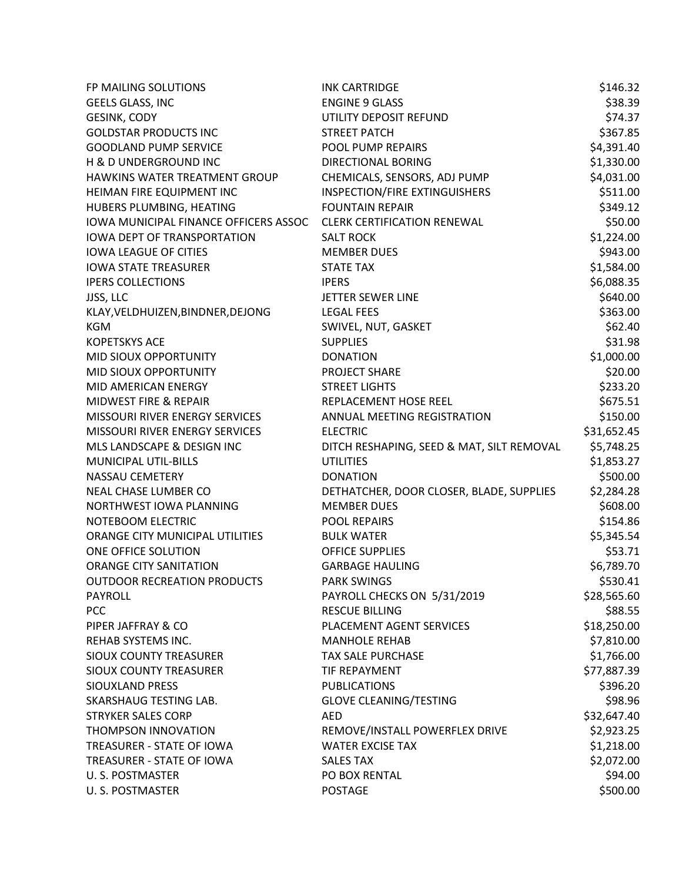| | | |
|---|---|---|
| FP MAILING SOLUTIONS | INK CARTRIDGE | $146.32 |
| GEELS GLASS, INC | ENGINE 9 GLASS | $38.39 |
| GESINK, CODY | UTILITY DEPOSIT REFUND | $74.37 |
| GOLDSTAR PRODUCTS INC | STREET PATCH | $367.85 |
| GOODLAND PUMP SERVICE | POOL PUMP REPAIRS | $4,391.40 |
| H & D UNDERGROUND INC | DIRECTIONAL BORING | $1,330.00 |
| HAWKINS WATER TREATMENT GROUP | CHEMICALS, SENSORS, ADJ PUMP | $4,031.00 |
| HEIMAN FIRE EQUIPMENT INC | INSPECTION/FIRE EXTINGUISHERS | $511.00 |
| HUBERS PLUMBING, HEATING | FOUNTAIN REPAIR | $349.12 |
| IOWA MUNICIPAL FINANCE OFFICERS ASSOC | CLERK CERTIFICATION RENEWAL | $50.00 |
| IOWA DEPT OF TRANSPORTATION | SALT ROCK | $1,224.00 |
| IOWA LEAGUE OF CITIES | MEMBER DUES | $943.00 |
| IOWA STATE TREASURER | STATE TAX | $1,584.00 |
| IPERS COLLECTIONS | IPERS | $6,088.35 |
| JJSS, LLC | JETTER SEWER LINE | $640.00 |
| KLAY,VELDHUIZEN,BINDNER,DEJONG | LEGAL FEES | $363.00 |
| KGM | SWIVEL, NUT, GASKET | $62.40 |
| KOPETSKYS ACE | SUPPLIES | $31.98 |
| MID SIOUX OPPORTUNITY | DONATION | $1,000.00 |
| MID SIOUX OPPORTUNITY | PROJECT SHARE | $20.00 |
| MID AMERICAN ENERGY | STREET LIGHTS | $233.20 |
| MIDWEST FIRE & REPAIR | REPLACEMENT HOSE REEL | $675.51 |
| MISSOURI RIVER ENERGY SERVICES | ANNUAL MEETING REGISTRATION | $150.00 |
| MISSOURI RIVER ENERGY SERVICES | ELECTRIC | $31,652.45 |
| MLS LANDSCAPE & DESIGN INC | DITCH RESHAPING, SEED & MAT, SILT REMOVAL | $5,748.25 |
| MUNICIPAL UTIL-BILLS | UTILITIES | $1,853.27 |
| NASSAU CEMETERY | DONATION | $500.00 |
| NEAL CHASE LUMBER CO | DETHATCHER, DOOR CLOSER, BLADE, SUPPLIES | $2,284.28 |
| NORTHWEST IOWA PLANNING | MEMBER DUES | $608.00 |
| NOTEBOOM ELECTRIC | POOL REPAIRS | $154.86 |
| ORANGE CITY MUNICIPAL UTILITIES | BULK WATER | $5,345.54 |
| ONE OFFICE SOLUTION | OFFICE SUPPLIES | $53.71 |
| ORANGE CITY SANITATION | GARBAGE HAULING | $6,789.70 |
| OUTDOOR RECREATION PRODUCTS | PARK SWINGS | $530.41 |
| PAYROLL | PAYROLL CHECKS ON 5/31/2019 | $28,565.60 |
| PCC | RESCUE BILLING | $88.55 |
| PIPER JAFFRAY & CO | PLACEMENT AGENT SERVICES | $18,250.00 |
| REHAB SYSTEMS INC. | MANHOLE REHAB | $7,810.00 |
| SIOUX COUNTY TREASURER | TAX SALE PURCHASE | $1,766.00 |
| SIOUX COUNTY TREASURER | TIF REPAYMENT | $77,887.39 |
| SIOUXLAND PRESS | PUBLICATIONS | $396.20 |
| SKARSHAUG TESTING LAB. | GLOVE CLEANING/TESTING | $98.96 |
| STRYKER SALES CORP | AED | $32,647.40 |
| THOMPSON INNOVATION | REMOVE/INSTALL POWERFLEX DRIVE | $2,923.25 |
| TREASURER - STATE OF IOWA | WATER EXCISE TAX | $1,218.00 |
| TREASURER - STATE OF IOWA | SALES TAX | $2,072.00 |
| U. S. POSTMASTER | PO BOX RENTAL | $94.00 |
| U. S. POSTMASTER | POSTAGE | $500.00 |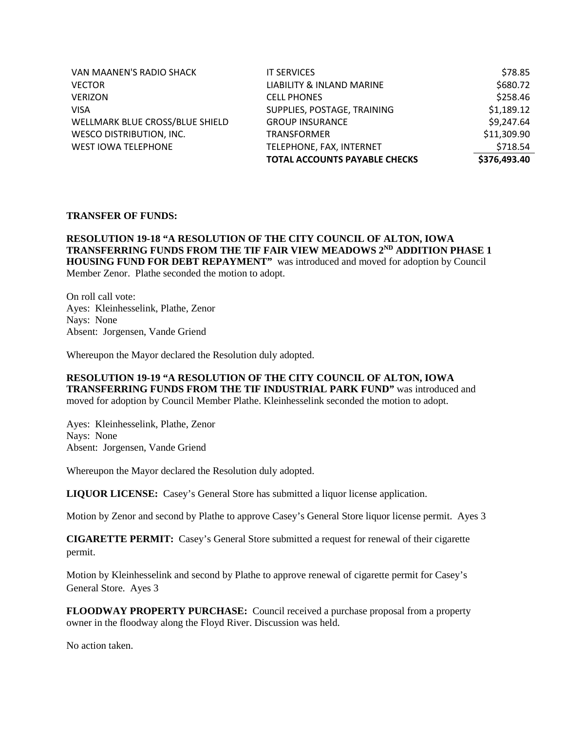| | | |
|---|---|---|
| VAN MAANEN'S RADIO SHACK | IT SERVICES | $78.85 |
| VECTOR | LIABILITY & INLAND MARINE | $680.72 |
| VERIZON | CELL PHONES | $258.46 |
| VISA | SUPPLIES, POSTAGE, TRAINING | $1,189.12 |
| WELLMARK BLUE CROSS/BLUE SHIELD | GROUP INSURANCE | $9,247.64 |
| WESCO DISTRIBUTION, INC. | TRANSFORMER | $11,309.90 |
| WEST IOWA TELEPHONE | TELEPHONE, FAX, INTERNET | $718.54 |
| | **TOTAL ACCOUNTS PAYABLE CHECKS** | **$376,493.40** |

**TRANSFER OF FUNDS:**

**RESOLUTION 19-18 "A RESOLUTION OF THE CITY COUNCIL OF ALTON, IOWA TRANSFERRING FUNDS FROM THE TIF FAIR VIEW MEADOWS 2ND ADDITION PHASE 1 HOUSING FUND FOR DEBT REPAYMENT"** was introduced and moved for adoption by Council Member Zenor. Plathe seconded the motion to adopt.

On roll call vote:
Ayes: Kleinhesselink, Plathe, Zenor
Nays: None
Absent: Jorgensen, Vande Griend

Whereupon the Mayor declared the Resolution duly adopted.

**RESOLUTION 19-19 "A RESOLUTION OF THE CITY COUNCIL OF ALTON, IOWA TRANSFERRING FUNDS FROM THE TIF INDUSTRIAL PARK FUND"** was introduced and moved for adoption by Council Member Plathe. Kleinhesselink seconded the motion to adopt.

Ayes: Kleinhesselink, Plathe, Zenor
Nays: None
Absent: Jorgensen, Vande Griend

Whereupon the Mayor declared the Resolution duly adopted.

**LIQUOR LICENSE:** Casey's General Store has submitted a liquor license application.

Motion by Zenor and second by Plathe to approve Casey's General Store liquor license permit. Ayes 3

**CIGARETTE PERMIT:** Casey's General Store submitted a request for renewal of their cigarette permit.

Motion by Kleinhesselink and second by Plathe to approve renewal of cigarette permit for Casey's General Store. Ayes 3

**FLOODWAY PROPERTY PURCHASE:** Council received a purchase proposal from a property owner in the floodway along the Floyd River. Discussion was held.

No action taken.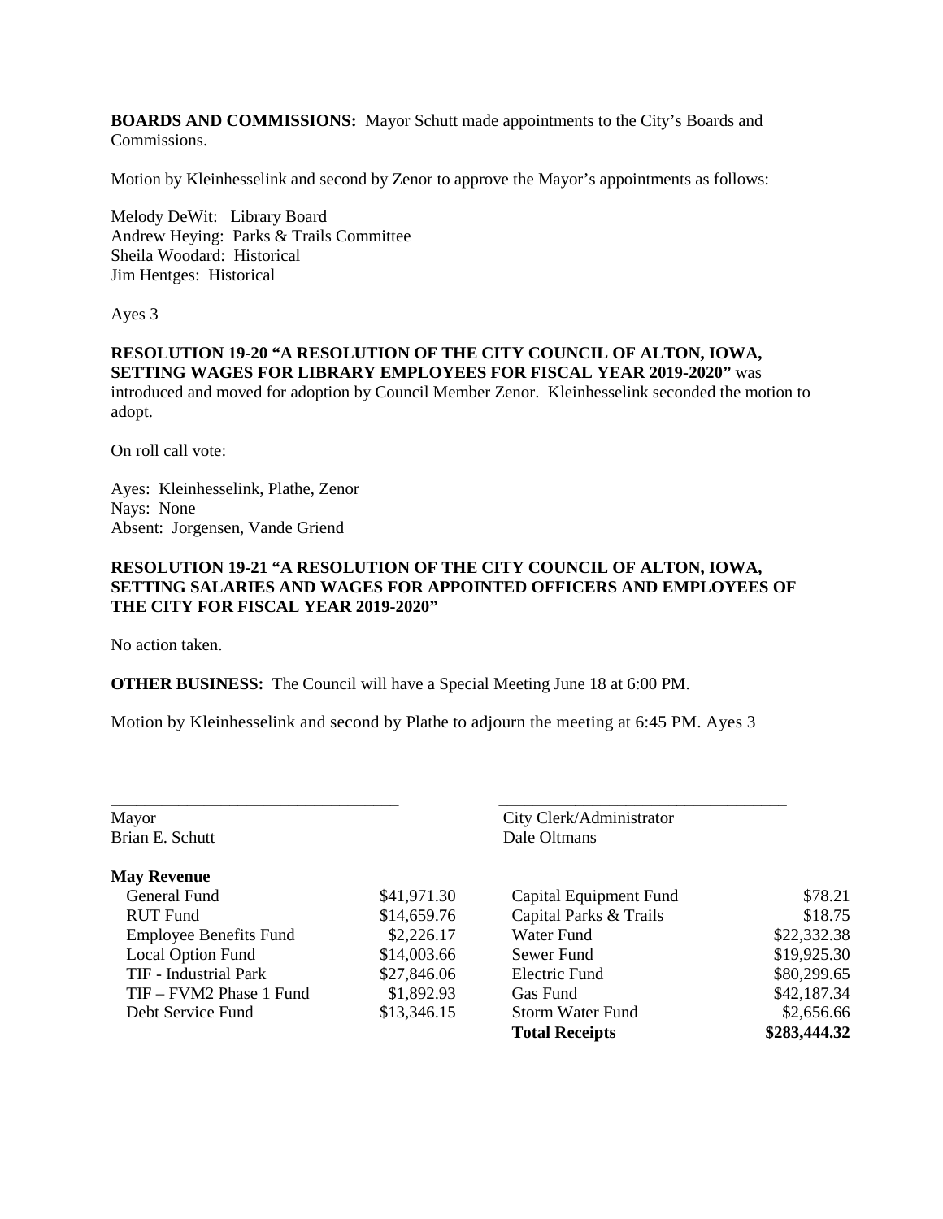**BOARDS AND COMMISSIONS:** Mayor Schutt made appointments to the City's Boards and Commissions.

Motion by Kleinhesselink and second by Zenor to approve the Mayor's appointments as follows:

Melody DeWit: Library Board
Andrew Heying: Parks & Trails Committee
Sheila Woodard: Historical
Jim Hentges: Historical

Ayes 3

**RESOLUTION 19-20 "A RESOLUTION OF THE CITY COUNCIL OF ALTON, IOWA, SETTING WAGES FOR LIBRARY EMPLOYEES FOR FISCAL YEAR 2019-2020"** was introduced and moved for adoption by Council Member Zenor. Kleinhesselink seconded the motion to adopt.

On roll call vote:

Ayes: Kleinhesselink, Plathe, Zenor
Nays: None
Absent: Jorgensen, Vande Griend

**RESOLUTION 19-21 "A RESOLUTION OF THE CITY COUNCIL OF ALTON, IOWA, SETTING SALARIES AND WAGES FOR APPOINTED OFFICERS AND EMPLOYEES OF THE CITY FOR FISCAL YEAR 2019-2020"**

No action taken.

**OTHER BUSINESS:** The Council will have a Special Meeting June 18 at 6:00 PM.

Motion by Kleinhesselink and second by Plathe to adjourn the meeting at 6:45 PM. Ayes 3

\_\_\_\_\_\_\_\_\_\_\_\_\_\_\_\_\_\_\_\_\_\_\_\_\_\_\_\_\_\_\_\_\_\_ \_\_\_\_\_\_\_\_\_\_\_\_\_\_\_\_\_\_\_\_\_\_\_\_\_\_\_\_\_\_\_\_\_\_

Mayor
Brian E. Schutt

City Clerk/Administrator
Dale Oltmans

**May Revenue**

| | | | |
|---|---|---|---|
| General Fund | $41,971.30 | Capital Equipment Fund | $78.21 |
| RUT Fund | $14,659.76 | Capital Parks & Trails | $18.75 |
| Employee Benefits Fund | $2,226.17 | Water Fund | $22,332.38 |
| Local Option Fund | $14,003.66 | Sewer Fund | $19,925.30 |
| TIF - Industrial Park | $27,846.06 | Electric Fund | $80,299.65 |
| TIF – FVM2 Phase 1 Fund | $1,892.93 | Gas Fund | $42,187.34 |
| Debt Service Fund | $13,346.15 | Storm Water Fund | $2,656.66 |
| | | **Total Receipts** | **$283,444.32** |